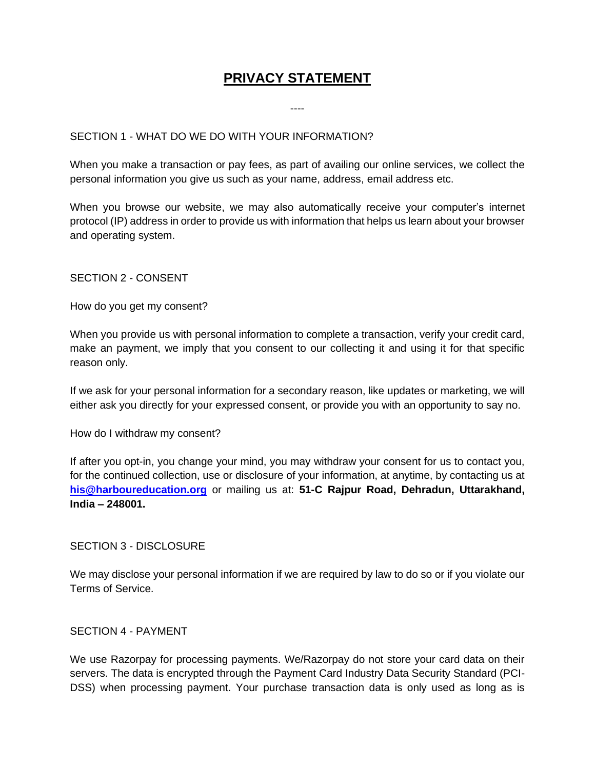# PRIVACY STATEMENT

----

SECTION 1 - WHAT DO WE DO WITH YOUR INFORMATION?

When you make a transaction or pay fees, as part of availing our online services, we collect the personal information you give us such as your name, address, email address etc.

When you browse our website, we may also automatically receive your computer's internet protocol (IP) address in order to provide us with information that helps us learn about your browser and operating system.

SECTION 2 - CONSENT

How do you get my consent?

When you provide us with personal information to complete a transaction, verify your credit card, make an payment, we imply that you consent to our collecting it and using it for that specific reason only.

If we ask for your personal information for a secondary reason, like updates or marketing, we will either ask you directly for your expressed consent, or provide you with an opportunity to say no.

How do I withdraw my consent?

If after you opt-in, you change your mind, you may withdraw your consent for us to contact you, for the continued collection, use or disclosure of your information, at anytime, by contacting us at [his@harboureducation.org](mailto:his@harboureducation.org) or mailing us at: **51-C Rajpur Road, Dehradun, Uttarakhand, India – 248001.**

SECTION 3 - DISCLOSURE

We may disclose your personal information if we are required by law to do so or if you violate our Terms of Service.

SECTION 4 - PAYMENT

We use Razorpay for processing payments. We/Razorpay do not store your card data on their servers. The data is encrypted through the Payment Card Industry Data Security Standard (PCI-DSS) when processing payment. Your purchase transaction data is only used as long as is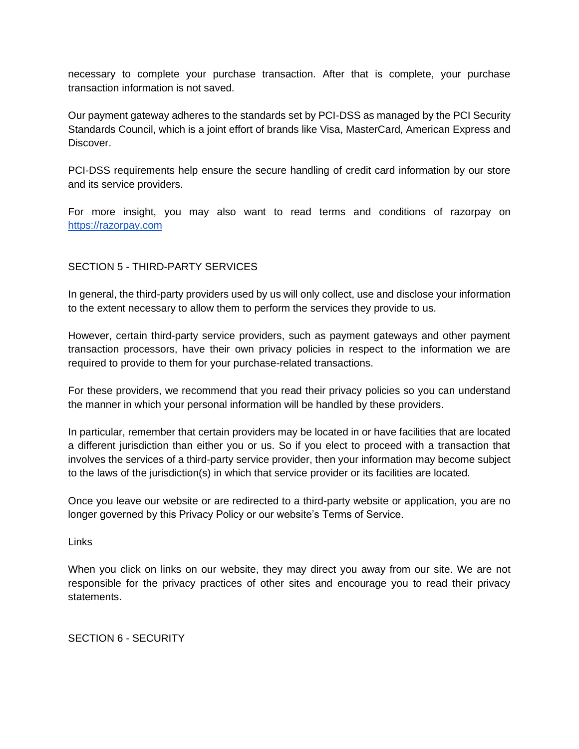necessary to complete your purchase transaction. After that is complete, your purchase transaction information is not saved.

Our payment gateway adheres to the standards set by PCI-DSS as managed by the PCI Security Standards Council, which is a joint effort of brands like Visa, MasterCard, American Express and Discover.

PCI-DSS requirements help ensure the secure handling of credit card information by our store and its service providers.

For more insight, you may also want to read terms and conditions of razorpay on [https://razorpay.com](https://razorpay.com)

## SECTION 5 - THIRD-PARTY SERVICES

In general, the third-party providers used by us will only collect, use and disclose your information to the extent necessary to allow them to perform the services they provide to us.

However, certain third-party service providers, such as payment gateways and other payment transaction processors, have their own privacy policies in respect to the information we are required to provide to them for your purchase-related transactions.

For these providers, we recommend that you read their privacy policies so you can understand the manner in which your personal information will be handled by these providers.

In particular, remember that certain providers may be located in or have facilities that are located a different jurisdiction than either you or us. So if you elect to proceed with a transaction that involves the services of a third-party service provider, then your information may become subject to the laws of the jurisdiction(s) in which that service provider or its facilities are located.

Once you leave our website or are redirected to a third-party website or application, you are no longer governed by this Privacy Policy or our website's Terms of Service.

### Links

When you click on links on our website, they may direct you away from our site. We are not responsible for the privacy practices of other sites and encourage you to read their privacy statements.

## SECTION 6 - SECURITY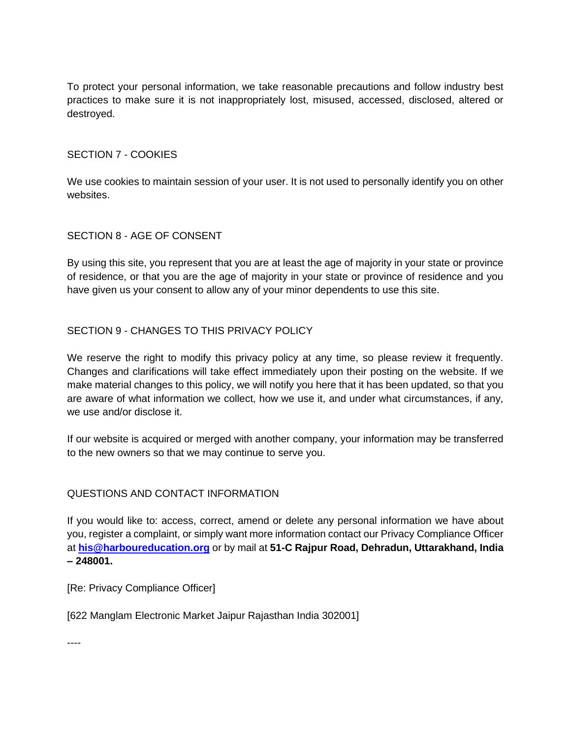To protect your personal information, we take reasonable precautions and follow industry best practices to make sure it is not inappropriately lost, misused, accessed, disclosed, altered or destroyed.

## SECTION 7 - COOKIES

We use cookies to maintain session of your user. It is not used to personally identify you on other websites.

## SECTION 8 - AGE OF CONSENT

By using this site, you represent that you are at least the age of majority in your state or province of residence, or that you are the age of majority in your state or province of residence and you have given us your consent to allow any of your minor dependents to use this site.

## SECTION 9 - CHANGES TO THIS PRIVACY POLICY

We reserve the right to modify this privacy policy at any time, so please review it frequently. Changes and clarifications will take effect immediately upon their posting on the website. If we make material changes to this policy, we will notify you here that it has been updated, so that you are aware of what information we collect, how we use it, and under what circumstances, if any, we use and/or disclose it.

If our website is acquired or merged with another company, your information may be transferred to the new owners so that we may continue to serve you.

## QUESTIONS AND CONTACT INFORMATION

If you would like to: access, correct, amend or delete any personal information we have about you, register a complaint, or simply want more information contact our Privacy Compliance Officer at **his@harboureducation.org** or by mail at **51-C Rajpur Road, Dehradun, Uttarakhand, India – 248001.**

[Re: Privacy Compliance Officer]

[622 Manglam Electronic Market Jaipur Rajasthan India 302001]

----